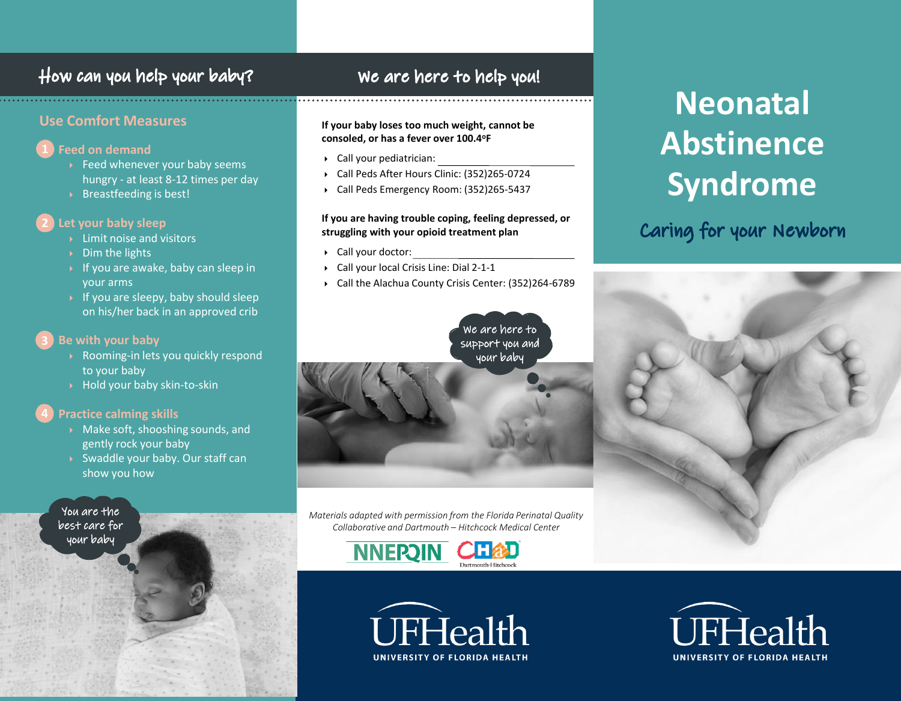## How can you help your baby?

### Use Comfort Measures

**1 Feed on demand**

- Feed whenever your baby seems hungry - at least 8-12 times per day
- Breastfeeding is best!

**2 Let your baby sleep**

- Limit noise and visitors
- Dim the lights
- If you are awake, baby can sleep in your arms
- If you are sleepy, baby should sleep on his/her back in an approved crib

**3 Be with your baby**

- Rooming-in lets you quickly respond to your baby
- Hold your baby skin-to-skin

**4 Practice calming skills**

- Make soft, shooshing sounds, and gently rock your baby
- Swaddle your baby. Our staff can show you how

You are the best care for your baby

## We are here to help you!

**If your baby loses too much weight, cannot be consoled, or has a fever over 100.4ºF**

- Call your pediatrician: ______________________
- Call Peds After Hours Clinic: (352)265-0724
- Call Peds Emergency Room: (352)265-5437

**If you are having trouble coping, feeling depressed, or struggling with your opioid treatment plan**

- Call your doctor: ______________________
- Call your local Crisis Line: Dial 2-1-1
- Call the Alachua County Crisis Center: (352)264-6789

We are here to support you and your baby

*Materials adapted with permission from the Florida Perinatal Quality Collaborative and Dartmouth – Hitchcock Medical Center*

NNEPQIN CHaD Dartmouth-Hitchcock

UFHealth
UNIVERSITY OF FLORIDA HEALTH

# Neonatal Abstinence Syndrome

## Caring for your Newborn

UFHealth
UNIVERSITY OF FLORIDA HEALTH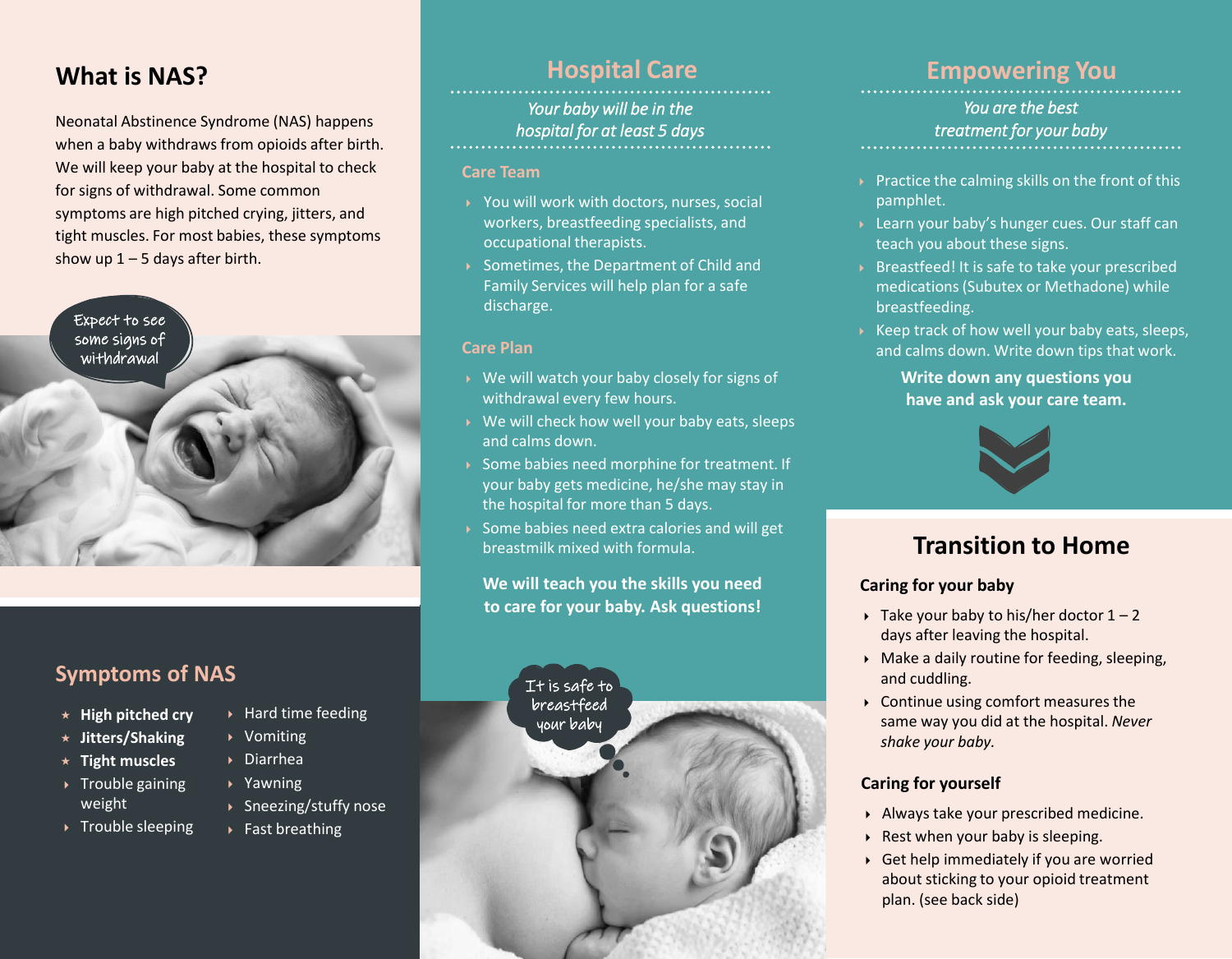## What is NAS?

Neonatal Abstinence Syndrome (NAS) happens when a baby withdraws from opioids after birth. We will keep your baby at the hospital to check for signs of withdrawal. Some common symptoms are high pitched crying, jitters, and tight muscles. For most babies, these symptoms show up 1 – 5 days after birth.

Expect to see some signs of withdrawal

## Symptoms of NAS

- **High pitched cry**
- **Jitters/Shaking**
- **Tight muscles**
- Trouble gaining weight
- Trouble sleeping
- Hard time feeding
- Vomiting
- Diarrhea
- Yawning
- Sneezing/stuffy nose
- Fast breathing

## Hospital Care

*Your baby will be in the hospital for at least 5 days*

### Care Team

- You will work with doctors, nurses, social workers, breastfeeding specialists, and occupational therapists.
- Sometimes, the Department of Child and Family Services will help plan for a safe discharge.

### Care Plan

- We will watch your baby closely for signs of withdrawal every few hours.
- We will check how well your baby eats, sleeps and calms down.
- Some babies need morphine for treatment. If your baby gets medicine, he/she may stay in the hospital for more than 5 days.
- Some babies need extra calories and will get breastmilk mixed with formula.

**We will teach you the skills you need to care for your baby. Ask questions!**

It is safe to breastfeed your baby

## Empowering You

*You are the best treatment for your baby*

- Practice the calming skills on the front of this pamphlet.
- Learn your baby's hunger cues. Our staff can teach you about these signs.
- Breastfeed! It is safe to take your prescribed medications (Subutex or Methadone) while breastfeeding.
- Keep track of how well your baby eats, sleeps, and calms down. Write down tips that work.

**Write down any questions you have and ask your care team.**

## Transition to Home

### Caring for your baby

- Take your baby to his/her doctor 1 – 2 days after leaving the hospital.
- Make a daily routine for feeding, sleeping, and cuddling.
- Continue using comfort measures the same way you did at the hospital. *Never shake your baby.*

### Caring for yourself

- Always take your prescribed medicine.
- Rest when your baby is sleeping.
- Get help immediately if you are worried about sticking to your opioid treatment plan. (see back side)